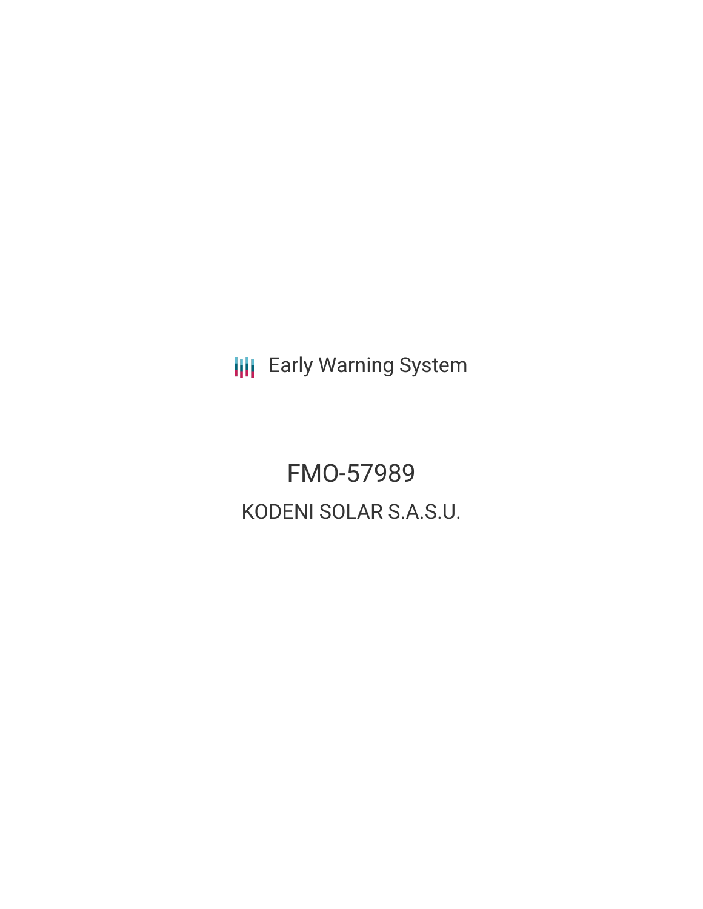Early Warning System

# FMO-57989

## KODENI SOLAR S.A.S.U.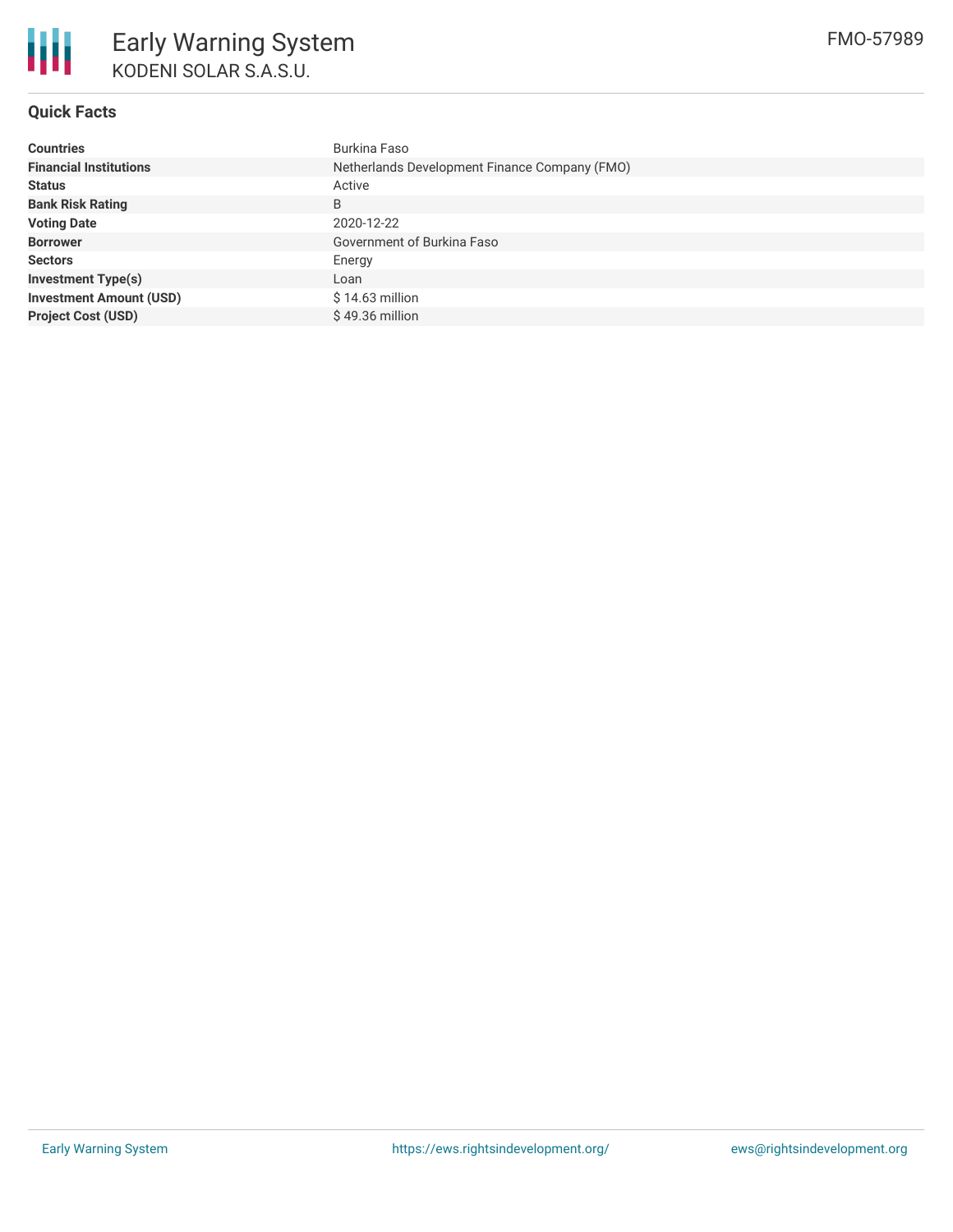# Early Warning System

KODENI SOLAR S.A.S.U.

FMO-57989

## Quick Facts

| | |
|---|---|
| **Countries** | Burkina Faso |
| **Financial Institutions** | Netherlands Development Finance Company (FMO) |
| **Status** | Active |
| **Bank Risk Rating** | B |
| **Voting Date** | 2020-12-22 |
| **Borrower** | Government of Burkina Faso |
| **Sectors** | Energy |
| **Investment Type(s)** | Loan |
| **Investment Amount (USD)** | $ 14.63 million |
| **Project Cost (USD)** | $ 49.36 million |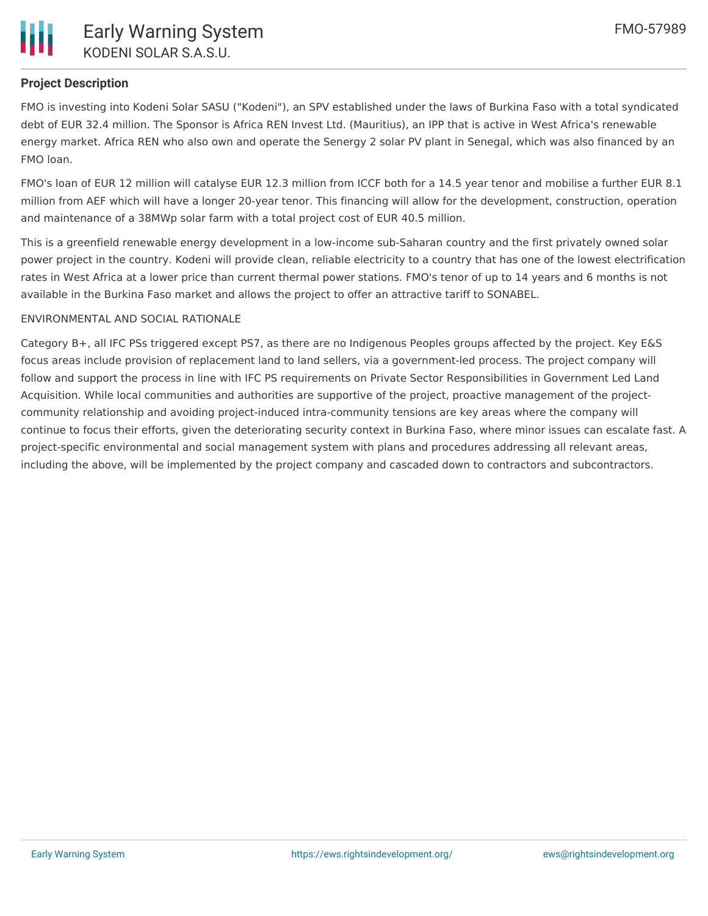## Project Description

FMO is investing into Kodeni Solar SASU ("Kodeni"), an SPV established under the laws of Burkina Faso with a total syndicated debt of EUR 32.4 million. The Sponsor is Africa REN Invest Ltd. (Mauritius), an IPP that is active in West Africa's renewable energy market. Africa REN who also own and operate the Senergy 2 solar PV plant in Senegal, which was also financed by an FMO loan.

FMO's loan of EUR 12 million will catalyse EUR 12.3 million from ICCF both for a 14.5 year tenor and mobilise a further EUR 8.1 million from AEF which will have a longer 20-year tenor. This financing will allow for the development, construction, operation and maintenance of a 38MWp solar farm with a total project cost of EUR 40.5 million.

This is a greenfield renewable energy development in a low-income sub-Saharan country and the first privately owned solar power project in the country. Kodeni will provide clean, reliable electricity to a country that has one of the lowest electrification rates in West Africa at a lower price than current thermal power stations. FMO's tenor of up to 14 years and 6 months is not available in the Burkina Faso market and allows the project to offer an attractive tariff to SONABEL.

ENVIRONMENTAL AND SOCIAL RATIONALE

Category B+, all IFC PSs triggered except PS7, as there are no Indigenous Peoples groups affected by the project. Key E&S focus areas include provision of replacement land to land sellers, via a government-led process. The project company will follow and support the process in line with IFC PS requirements on Private Sector Responsibilities in Government Led Land Acquisition. While local communities and authorities are supportive of the project, proactive management of the project-community relationship and avoiding project-induced intra-community tensions are key areas where the company will continue to focus their efforts, given the deteriorating security context in Burkina Faso, where minor issues can escalate fast. A project-specific environmental and social management system with plans and procedures addressing all relevant areas, including the above, will be implemented by the project company and cascaded down to contractors and subcontractors.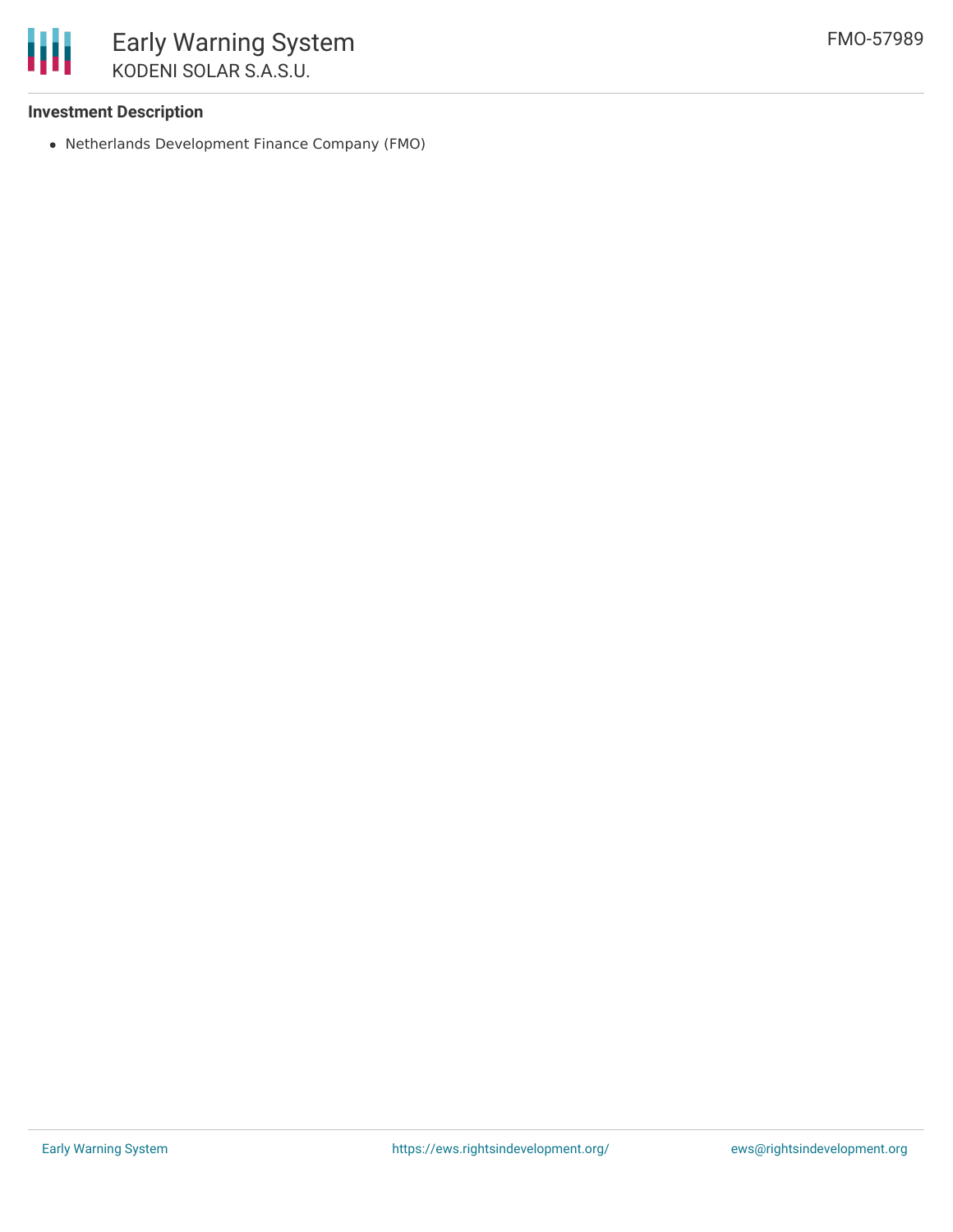**Investment Description**

- Netherlands Development Finance Company (FMO)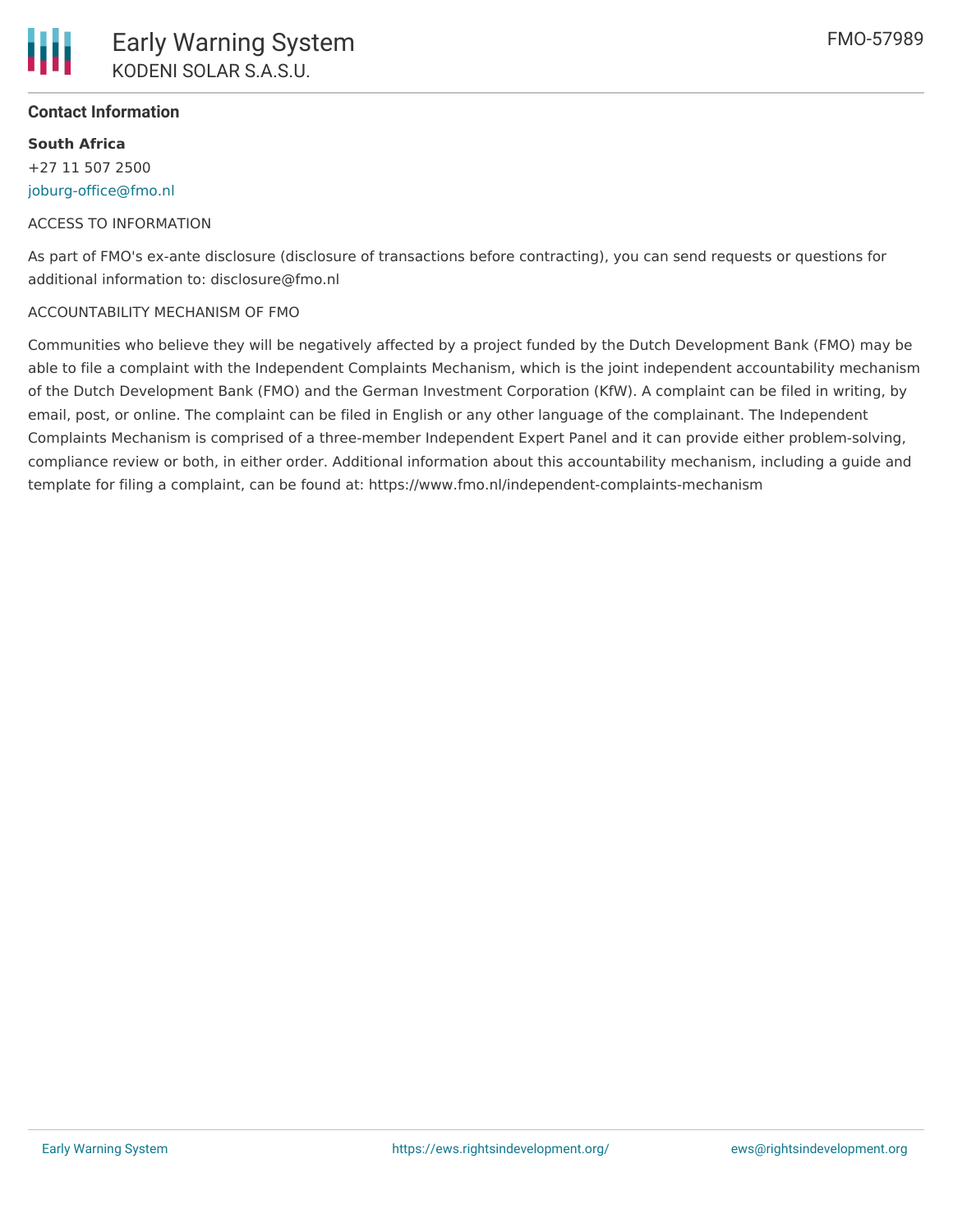### Contact Information

**South Africa**
+27 11 507 2500
joburg-office@fmo.nl

ACCESS TO INFORMATION

As part of FMO's ex-ante disclosure (disclosure of transactions before contracting), you can send requests or questions for additional information to: disclosure@fmo.nl

ACCOUNTABILITY MECHANISM OF FMO

Communities who believe they will be negatively affected by a project funded by the Dutch Development Bank (FMO) may be able to file a complaint with the Independent Complaints Mechanism, which is the joint independent accountability mechanism of the Dutch Development Bank (FMO) and the German Investment Corporation (KfW). A complaint can be filed in writing, by email, post, or online. The complaint can be filed in English or any other language of the complainant. The Independent Complaints Mechanism is comprised of a three-member Independent Expert Panel and it can provide either problem-solving, compliance review or both, in either order. Additional information about this accountability mechanism, including a guide and template for filing a complaint, can be found at: https://www.fmo.nl/independent-complaints-mechanism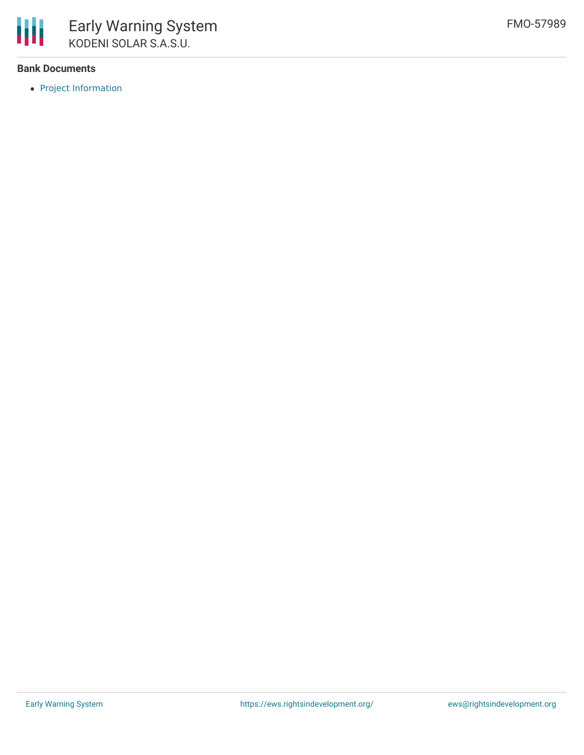**Bank Documents**

- Project Information